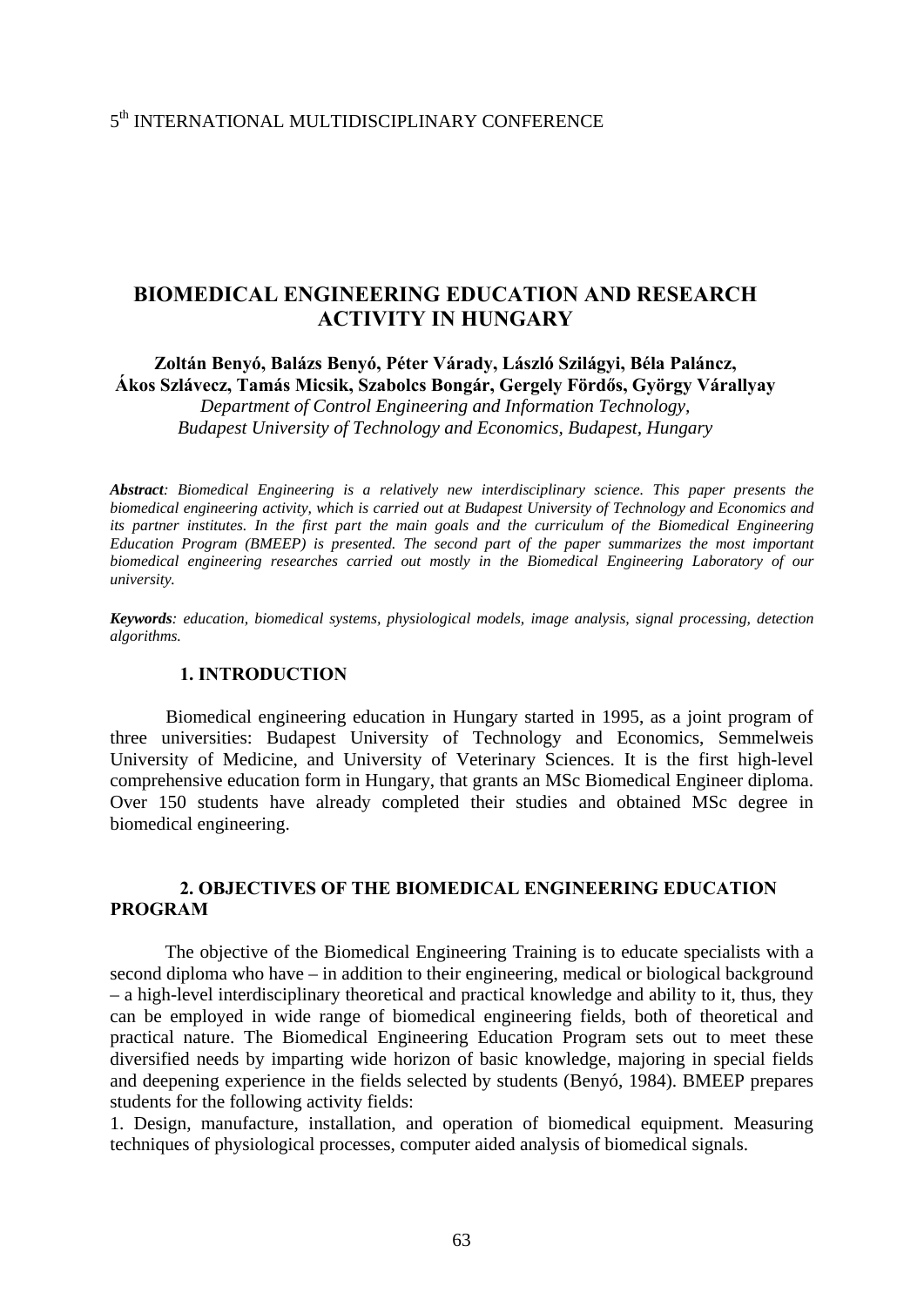# BIOMEDICAL ENGINEERING EDUCATION AND RESEARCH ACTIVITY IN HUNGARY

**Zoltán Benyó, Balázs Benyó, Péter Várady, László Szilágyi, Béla Paláncz, Ákos Szlávecz, Tamás Micsik, Szabolcs Bongár, Gergely Fördős, György Várallyay**
*Department of Control Engineering and Information Technology, Budapest University of Technology and Economics, Budapest, Hungary*

***Abstract**: Biomedical Engineering is a relatively new interdisciplinary science. This paper presents the biomedical engineering activity, which is carried out at Budapest University of Technology and Economics and its partner institutes. In the first part the main goals and the curriculum of the Biomedical Engineering Education Program (BMEEP) is presented. The second part of the paper summarizes the most important biomedical engineering researches carried out mostly in the Biomedical Engineering Laboratory of our university.*

***Keywords**: education, biomedical systems, physiological models, image analysis, signal processing, detection algorithms.*

## 1. INTRODUCTION

Biomedical engineering education in Hungary started in 1995, as a joint program of three universities: Budapest University of Technology and Economics, Semmelweis University of Medicine, and University of Veterinary Sciences. It is the first high-level comprehensive education form in Hungary, that grants an MSc Biomedical Engineer diploma. Over 150 students have already completed their studies and obtained MSc degree in biomedical engineering.

## 2. OBJECTIVES OF THE BIOMEDICAL ENGINEERING EDUCATION PROGRAM

The objective of the Biomedical Engineering Training is to educate specialists with a second diploma who have – in addition to their engineering, medical or biological background – a high-level interdisciplinary theoretical and practical knowledge and ability to it, thus, they can be employed in wide range of biomedical engineering fields, both of theoretical and practical nature. The Biomedical Engineering Education Program sets out to meet these diversified needs by imparting wide horizon of basic knowledge, majoring in special fields and deepening experience in the fields selected by students (Benyó, 1984). BMEEP prepares students for the following activity fields:

1. Design, manufacture, installation, and operation of biomedical equipment. Measuring techniques of physiological processes, computer aided analysis of biomedical signals.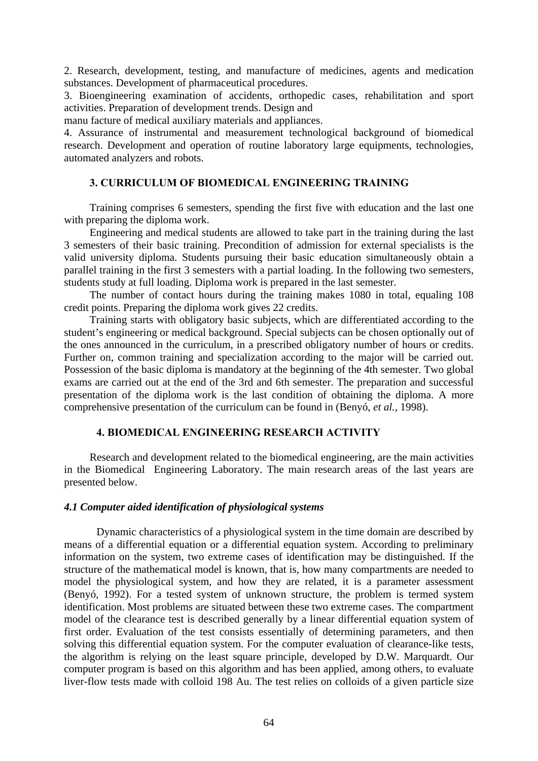2. Research, development, testing, and manufacture of medicines, agents and medication substances. Development of pharmaceutical procedures.
3. Bioengineering examination of accidents, orthopedic cases, rehabilitation and sport activities. Preparation of development trends. Design and
manu facture of medical auxiliary materials and appliances.
4. Assurance of instrumental and measurement technological background of biomedical research. Development and operation of routine laboratory large equipments, technologies, automated analyzers and robots.

## 3. CURRICULUM OF BIOMEDICAL ENGINEERING TRAINING

Training comprises 6 semesters, spending the first five with education and the last one with preparing the diploma work.

Engineering and medical students are allowed to take part in the training during the last 3 semesters of their basic training. Precondition of admission for external specialists is the valid university diploma. Students pursuing their basic education simultaneously obtain a parallel training in the first 3 semesters with a partial loading. In the following two semesters, students study at full loading. Diploma work is prepared in the last semester.

The number of contact hours during the training makes 1080 in total, equaling 108 credit points. Preparing the diploma work gives 22 credits.

Training starts with obligatory basic subjects, which are differentiated according to the student's engineering or medical background. Special subjects can be chosen optionally out of the ones announced in the curriculum, in a prescribed obligatory number of hours or credits. Further on, common training and specialization according to the major will be carried out. Possession of the basic diploma is mandatory at the beginning of the 4th semester. Two global exams are carried out at the end of the 3rd and 6th semester. The preparation and successful presentation of the diploma work is the last condition of obtaining the diploma. A more comprehensive presentation of the curriculum can be found in (Benyó, *et al.*, 1998).

## 4. BIOMEDICAL ENGINEERING RESEARCH ACTIVITY

Research and development related to the biomedical engineering, are the main activities in the Biomedical Engineering Laboratory. The main research areas of the last years are presented below.

### *4.1 Computer aided identification of physiological systems*

Dynamic characteristics of a physiological system in the time domain are described by means of a differential equation or a differential equation system. According to preliminary information on the system, two extreme cases of identification may be distinguished. If the structure of the mathematical model is known, that is, how many compartments are needed to model the physiological system, and how they are related, it is a parameter assessment (Benyó, 1992). For a tested system of unknown structure, the problem is termed system identification. Most problems are situated between these two extreme cases. The compartment model of the clearance test is described generally by a linear differential equation system of first order. Evaluation of the test consists essentially of determining parameters, and then solving this differential equation system. For the computer evaluation of clearance-like tests, the algorithm is relying on the least square principle, developed by D.W. Marquardt. Our computer program is based on this algorithm and has been applied, among others, to evaluate liver-flow tests made with colloid 198 Au. The test relies on colloids of a given particle size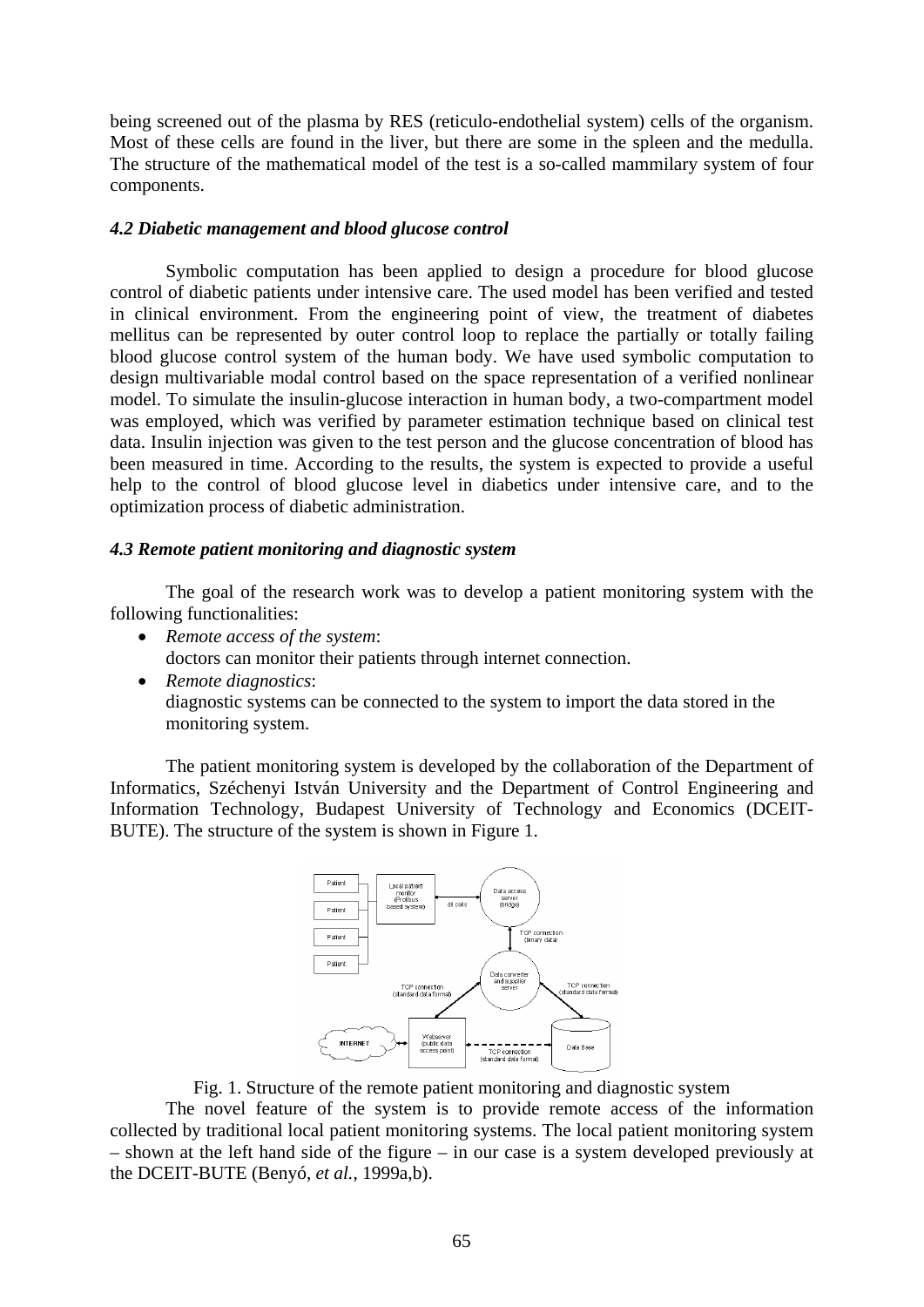being screened out of the plasma by RES (reticulo-endothelial system) cells of the organism. Most of these cells are found in the liver, but there are some in the spleen and the medulla. The structure of the mathematical model of the test is a so-called mammilary system of four components.

### *4.2 Diabetic management and blood glucose control*

Symbolic computation has been applied to design a procedure for blood glucose control of diabetic patients under intensive care. The used model has been verified and tested in clinical environment. From the engineering point of view, the treatment of diabetes mellitus can be represented by outer control loop to replace the partially or totally failing blood glucose control system of the human body. We have used symbolic computation to design multivariable modal control based on the space representation of a verified nonlinear model. To simulate the insulin-glucose interaction in human body, a two-compartment model was employed, which was verified by parameter estimation technique based on clinical test data. Insulin injection was given to the test person and the glucose concentration of blood has been measured in time. According to the results, the system is expected to provide a useful help to the control of blood glucose level in diabetics under intensive care, and to the optimization process of diabetic administration.

### *4.3 Remote patient monitoring and diagnostic system*

The goal of the research work was to develop a patient monitoring system with the following functionalities:

- *Remote access of the system*:
  doctors can monitor their patients through internet connection.
- *Remote diagnostics*:
  diagnostic systems can be connected to the system to import the data stored in the monitoring system.

The patient monitoring system is developed by the collaboration of the Department of Informatics, Széchenyi István University and the Department of Control Engineering and Information Technology, Budapest University of Technology and Economics (DCEIT-BUTE). The structure of the system is shown in Figure 1.

Fig. 1. Structure of the remote patient monitoring and diagnostic system

The novel feature of the system is to provide remote access of the information collected by traditional local patient monitoring systems. The local patient monitoring system – shown at the left hand side of the figure – in our case is a system developed previously at the DCEIT-BUTE (Benyó, *et al.*, 1999a,b).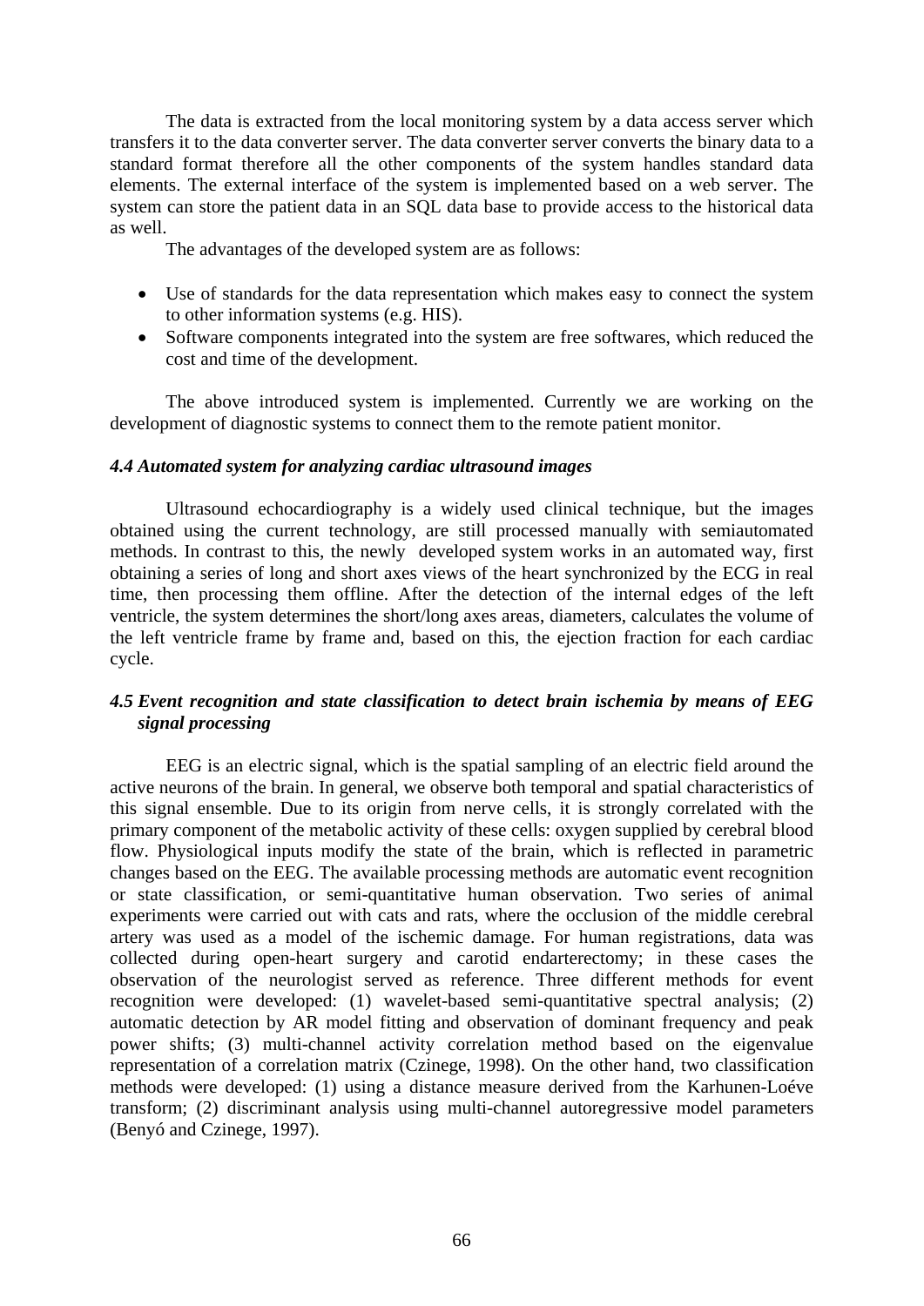The data is extracted from the local monitoring system by a data access server which transfers it to the data converter server. The data converter server converts the binary data to a standard format therefore all the other components of the system handles standard data elements. The external interface of the system is implemented based on a web server. The system can store the patient data in an SQL data base to provide access to the historical data as well.

The advantages of the developed system are as follows:

- Use of standards for the data representation which makes easy to connect the system to other information systems (e.g. HIS).
- Software components integrated into the system are free softwares, which reduced the cost and time of the development.

The above introduced system is implemented. Currently we are working on the development of diagnostic systems to connect them to the remote patient monitor.

### *4.4 Automated system for analyzing cardiac ultrasound images*

Ultrasound echocardiography is a widely used clinical technique, but the images obtained using the current technology, are still processed manually with semiautomated methods. In contrast to this, the newly developed system works in an automated way, first obtaining a series of long and short axes views of the heart synchronized by the ECG in real time, then processing them offline. After the detection of the internal edges of the left ventricle, the system determines the short/long axes areas, diameters, calculates the volume of the left ventricle frame by frame and, based on this, the ejection fraction for each cardiac cycle.

### *4.5 Event recognition and state classification to detect brain ischemia by means of EEG signal processing*

EEG is an electric signal, which is the spatial sampling of an electric field around the active neurons of the brain. In general, we observe both temporal and spatial characteristics of this signal ensemble. Due to its origin from nerve cells, it is strongly correlated with the primary component of the metabolic activity of these cells: oxygen supplied by cerebral blood flow. Physiological inputs modify the state of the brain, which is reflected in parametric changes based on the EEG. The available processing methods are automatic event recognition or state classification, or semi-quantitative human observation. Two series of animal experiments were carried out with cats and rats, where the occlusion of the middle cerebral artery was used as a model of the ischemic damage. For human registrations, data was collected during open-heart surgery and carotid endarterectomy; in these cases the observation of the neurologist served as reference. Three different methods for event recognition were developed: (1) wavelet-based semi-quantitative spectral analysis; (2) automatic detection by AR model fitting and observation of dominant frequency and peak power shifts; (3) multi-channel activity correlation method based on the eigenvalue representation of a correlation matrix (Czinege, 1998). On the other hand, two classification methods were developed: (1) using a distance measure derived from the Karhunen-Loéve transform; (2) discriminant analysis using multi-channel autoregressive model parameters (Benyó and Czinege, 1997).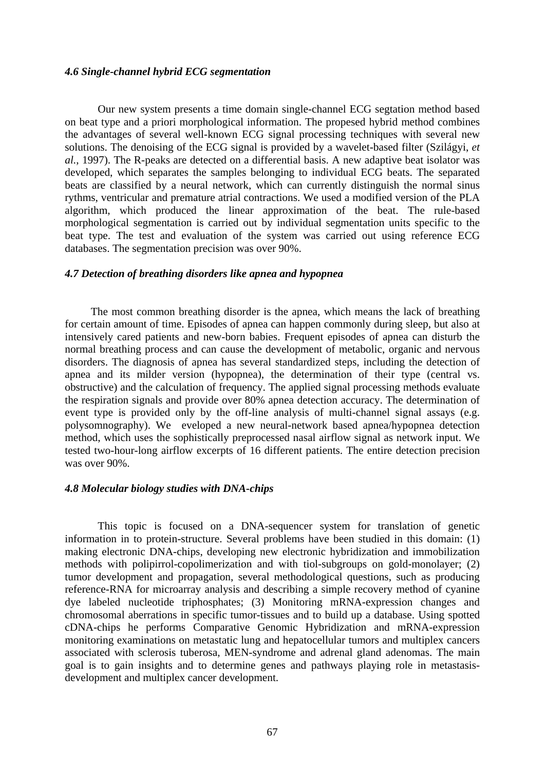#### *4.6 Single-channel hybrid ECG segmentation*

Our new system presents a time domain single-channel ECG segtation method based on beat type and a priori morphological information. The propesed hybrid method combines the advantages of several well-known ECG signal processing techniques with several new solutions. The denoising of the ECG signal is provided by a wavelet-based filter (Szilágyi, *et al.*, 1997). The R-peaks are detected on a differential basis. A new adaptive beat isolator was developed, which separates the samples belonging to individual ECG beats. The separated beats are classified by a neural network, which can currently distinguish the normal sinus rythms, ventricular and premature atrial contractions. We used a modified version of the PLA algorithm, which produced the linear approximation of the beat. The rule-based morphological segmentation is carried out by individual segmentation units specific to the beat type. The test and evaluation of the system was carried out using reference ECG databases. The segmentation precision was over 90%.

#### *4.7 Detection of breathing disorders like apnea and hypopnea*

The most common breathing disorder is the apnea, which means the lack of breathing for certain amount of time. Episodes of apnea can happen commonly during sleep, but also at intensively cared patients and new-born babies. Frequent episodes of apnea can disturb the normal breathing process and can cause the development of metabolic, organic and nervous disorders. The diagnosis of apnea has several standardized steps, including the detection of apnea and its milder version (hypopnea), the determination of their type (central vs. obstructive) and the calculation of frequency. The applied signal processing methods evaluate the respiration signals and provide over 80% apnea detection accuracy. The determination of event type is provided only by the off-line analysis of multi-channel signal assays (e.g. polysomnography). We eveloped a new neural-network based apnea/hypopnea detection method, which uses the sophistically preprocessed nasal airflow signal as network input. We tested two-hour-long airflow excerpts of 16 different patients. The entire detection precision was over 90%.

#### *4.8 Molecular biology studies with DNA-chips*

This topic is focused on a DNA-sequencer system for translation of genetic information in to protein-structure. Several problems have been studied in this domain: (1) making electronic DNA-chips, developing new electronic hybridization and immobilization methods with polipirrol-copolimerization and with tiol-subgroups on gold-monolayer; (2) tumor development and propagation, several methodological questions, such as producing reference-RNA for microarray analysis and describing a simple recovery method of cyanine dye labeled nucleotide triphosphates; (3) Monitoring mRNA-expression changes and chromosomal aberrations in specific tumor-tissues and to build up a database. Using spotted cDNA-chips he performs Comparative Genomic Hybridization and mRNA-expression monitoring examinations on metastatic lung and hepatocellular tumors and multiplex cancers associated with sclerosis tuberosa, MEN-syndrome and adrenal gland adenomas. The main goal is to gain insights and to determine genes and pathways playing role in metastasis-development and multiplex cancer development.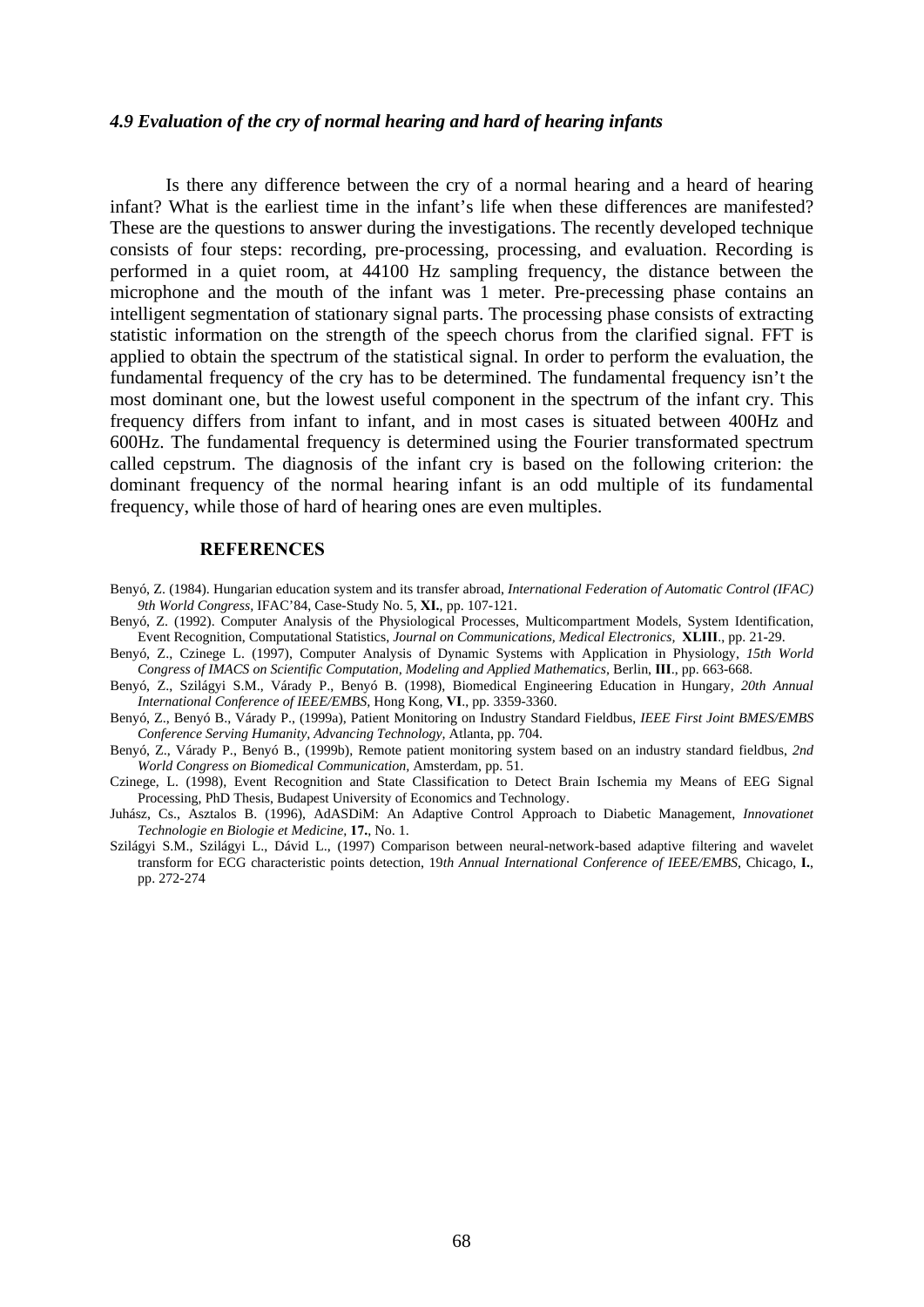### *4.9 Evaluation of the cry of normal hearing and hard of hearing infants*

Is there any difference between the cry of a normal hearing and a heard of hearing infant? What is the earliest time in the infant's life when these differences are manifested? These are the questions to answer during the investigations. The recently developed technique consists of four steps: recording, pre-processing, processing, and evaluation. Recording is performed in a quiet room, at 44100 Hz sampling frequency, the distance between the microphone and the mouth of the infant was 1 meter. Pre-precessing phase contains an intelligent segmentation of stationary signal parts. The processing phase consists of extracting statistic information on the strength of the speech chorus from the clarified signal. FFT is applied to obtain the spectrum of the statistical signal. In order to perform the evaluation, the fundamental frequency of the cry has to be determined. The fundamental frequency isn't the most dominant one, but the lowest useful component in the spectrum of the infant cry. This frequency differs from infant to infant, and in most cases is situated between 400Hz and 600Hz. The fundamental frequency is determined using the Fourier transformated spectrum called cepstrum. The diagnosis of the infant cry is based on the following criterion: the dominant frequency of the normal hearing infant is an odd multiple of its fundamental frequency, while those of hard of hearing ones are even multiples.

## REFERENCES

Benyó, Z. (1984). Hungarian education system and its transfer abroad, *International Federation of Automatic Control (IFAC) 9th World Congress*, IFAC'84, Case-Study No. 5, **XI.**, pp. 107-121.

Benyó, Z. (1992). Computer Analysis of the Physiological Processes, Multicompartment Models, System Identification, Event Recognition, Computational Statistics, *Journal on Communications, Medical Electronics*, **XLIII**., pp. 21-29.

Benyó, Z., Czinege L. (1997), Computer Analysis of Dynamic Systems with Application in Physiology, *15th World Congress of IMACS on Scientific Computation, Modeling and Applied Mathematics*, Berlin, **III**., pp. 663-668.

Benyó, Z., Szilágyi S.M., Várady P., Benyó B. (1998), Biomedical Engineering Education in Hungary, *20th Annual International Conference of IEEE/EMBS*, Hong Kong, **VI**., pp. 3359-3360.

Benyó, Z., Benyó B., Várady P., (1999a), Patient Monitoring on Industry Standard Fieldbus, *IEEE First Joint BMES/EMBS Conference Serving Humanity, Advancing Technology*, Atlanta, pp. 704.

Benyó, Z., Várady P., Benyó B., (1999b), Remote patient monitoring system based on an industry standard fieldbus, *2nd World Congress on Biomedical Communication*, Amsterdam, pp. 51.

Czinege, L. (1998), Event Recognition and State Classification to Detect Brain Ischemia my Means of EEG Signal Processing, PhD Thesis, Budapest University of Economics and Technology.

Juhász, Cs., Asztalos B. (1996), AdASDiM: An Adaptive Control Approach to Diabetic Management, *Innovationet Technologie en Biologie et Medicine*, **17.**, No. 1.

Szilágyi S.M., Szilágyi L., Dávid L., (1997) Comparison between neural-network-based adaptive filtering and wavelet transform for ECG characteristic points detection, 19*th Annual International Conference of IEEE/EMBS*, Chicago, **I.**, pp. 272-274